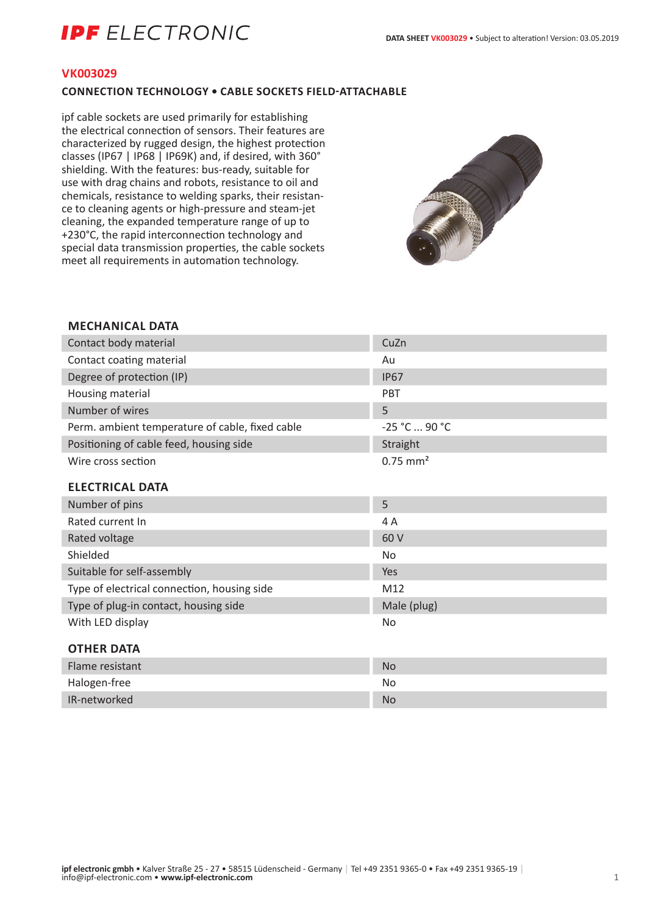# VK003029

## CONNECTION TECHNOLOGY • CABLE SOCKETS FIELD-ATTACHABLE

ipf cable sockets are used primarily for establishing the electrical connection of sensors. Their features are characterized by rugged design, the highest protection classes (IP67 | IP68 | IP69K) and, if desired, with 360° shielding. With the features: bus-ready, suitable for use with drag chains and robots, resistance to oil and chemicals, resistance to welding sparks, their resistance to cleaning agents or high-pressure and steam-jet cleaning, the expanded temperature range of up to +230°C, the rapid interconnection technology and special data transmission properties, the cable sockets meet all requirements in automation technology.

### MECHANICAL DATA

| | |
|---|---|
| Contact body material | CuZn |
| Contact coating material | Au |
| Degree of protection (IP) | IP67 |
| Housing material | PBT |
| Number of wires | 5 |
| Perm. ambient temperature of cable, fixed cable | -25 °C ... 90 °C |
| Positioning of cable feed, housing side | Straight |
| Wire cross section | 0.75 mm² |

### ELECTRICAL DATA

| | |
|---|---|
| Number of pins | 5 |
| Rated current In | 4 A |
| Rated voltage | 60 V |
| Shielded | No |
| Suitable for self-assembly | Yes |
| Type of electrical connection, housing side | M12 |
| Type of plug-in contact, housing side | Male (plug) |
| With LED display | No |

### OTHER DATA

| | |
|---|---|
| Flame resistant | No |
| Halogen-free | No |
| IR-networked | No |

**ipf electronic gmbh** • Kalver Straße 25 - 27 • 58515 Lüdenscheid - Germany | Tel +49 2351 9365-0 • Fax +49 2351 9365-19 | info@ipf-electronic.com • **www.ipf-electronic.com**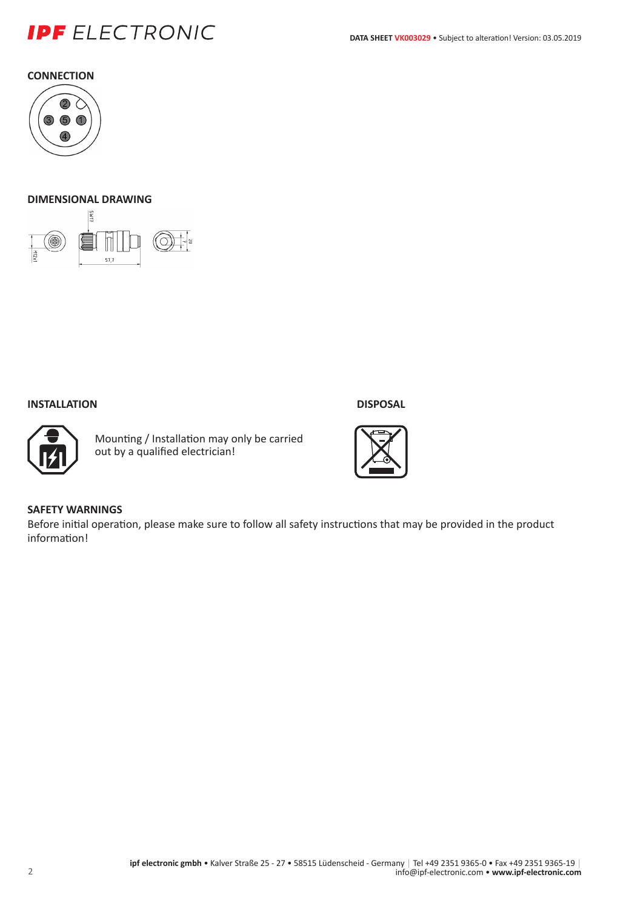## CONNECTION

2
3 5 1
4

## DIMENSIONAL DRAWING

SW17
M12x1
57,7
20

## INSTALLATION

Mounting / Installation may only be carried out by a qualified electrician!

## DISPOSAL

## SAFETY WARNINGS

Before initial operation, please make sure to follow all safety instructions that may be provided in the product information!